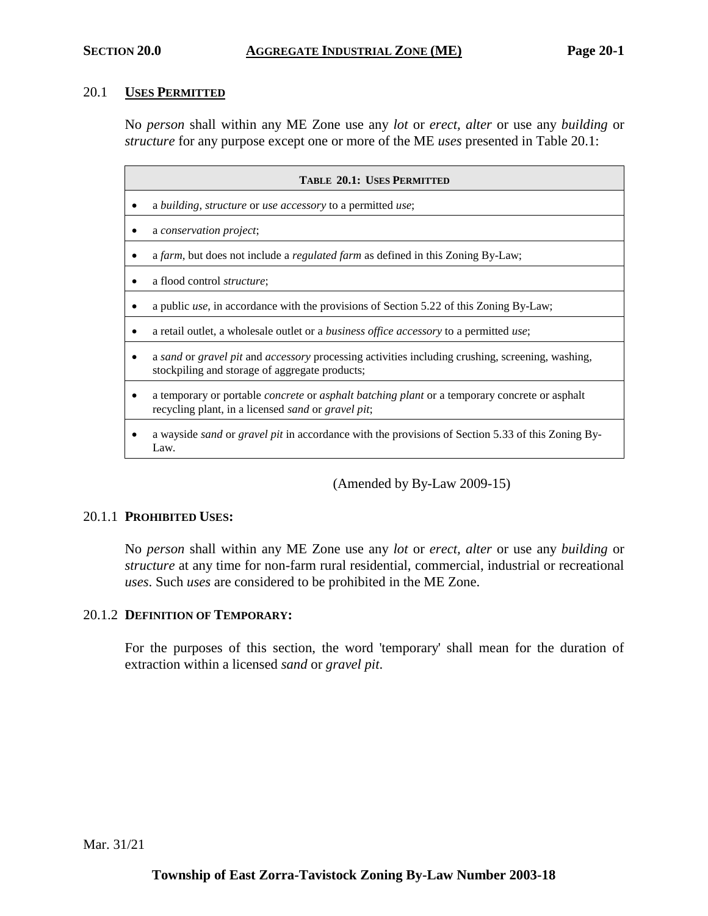# SECTION 20.0 AGGREGATE INDUSTRIAL ZONE (ME)

## 20.1 USES PERMITTED

No *person* shall within any ME Zone use any *lot* or *erect, alter* or use any *building* or *structure* for any purpose except one or more of the ME *uses* presented in Table 20.1:

| TABLE 20.1: USES PERMITTED |
|---|
| • a *building, structure* or *use accessory* to a permitted *use*; |
| • a *conservation project*; |
| • a *farm*, but does not include a *regulated farm* as defined in this Zoning By-Law; |
| • a flood control *structure*; |
| • a public *use*, in accordance with the provisions of Section 5.22 of this Zoning By-Law; |
| • a retail outlet, a wholesale outlet or a *business office accessory* to a permitted *use*; |
| • a *sand* or *gravel pit* and *accessory* processing activities including crushing, screening, washing, stockpiling and storage of aggregate products; |
| • a temporary or portable *concrete* or *asphalt batching plant* or a temporary concrete or asphalt recycling plant, in a licensed *sand* or *gravel pit*; |
| • a wayside *sand* or *gravel pit* in accordance with the provisions of Section 5.33 of this Zoning By-Law. |

(Amended by By-Law 2009-15)

### 20.1.1 PROHIBITED USES:

No *person* shall within any ME Zone use any *lot* or *erect, alter* or use any *building* or *structure* at any time for non-farm rural residential, commercial, industrial or recreational *uses*. Such *uses* are considered to be prohibited in the ME Zone.

### 20.1.2 DEFINITION OF TEMPORARY:

For the purposes of this section, the word 'temporary' shall mean for the duration of extraction within a licensed *sand* or *gravel pit*.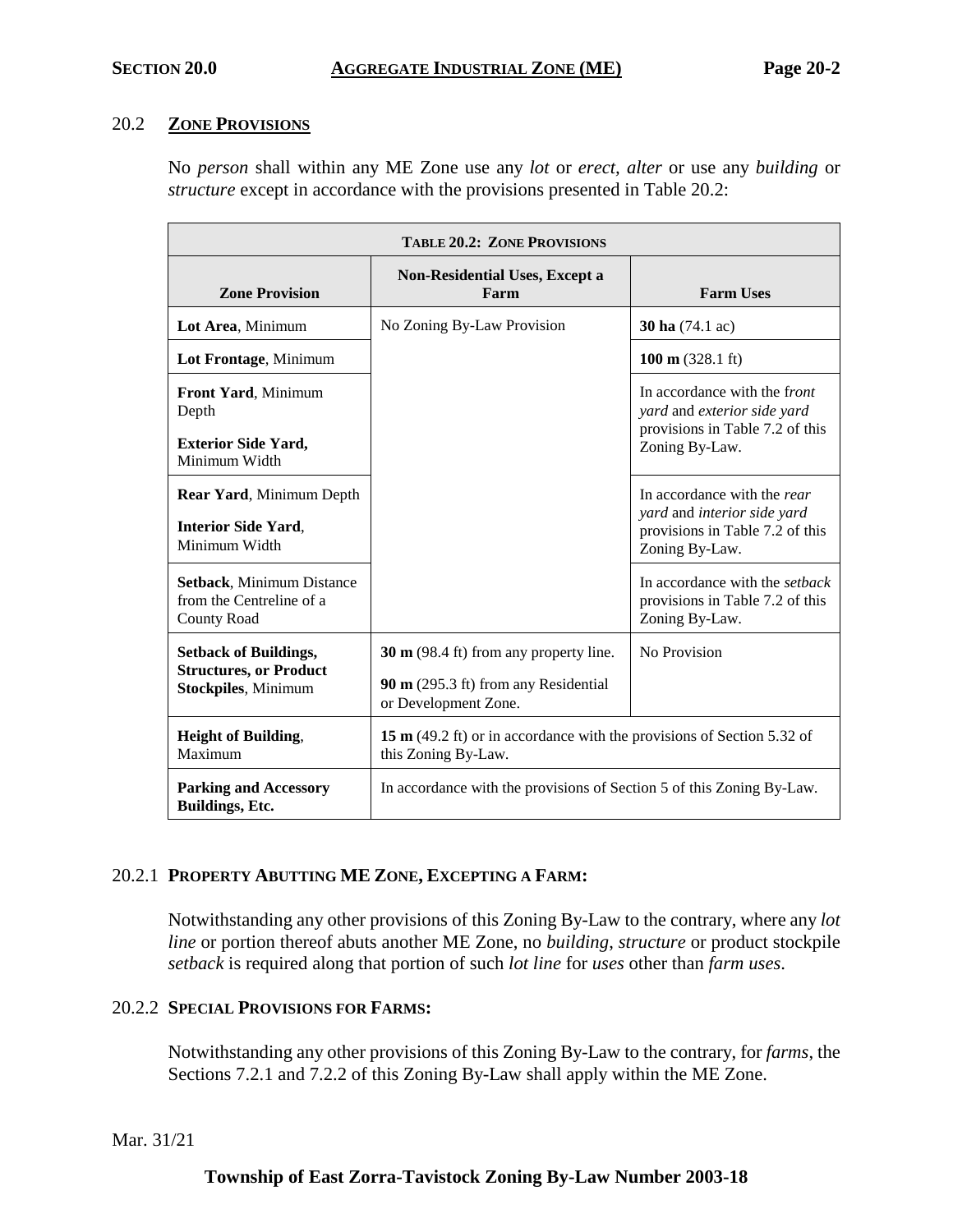## 20.2 ZONE PROVISIONS

No *person* shall within any ME Zone use any *lot* or *erect, alter* or use any *building* or *structure* except in accordance with the provisions presented in Table 20.2:

| TABLE 20.2: ZONE PROVISIONS | | |
|---|---|---|
| **Zone Provision** | **Non-Residential Uses, Except a Farm** | **Farm Uses** |
| **Lot Area**, Minimum | No Zoning By-Law Provision | **30 ha** (74.1 ac) |
| **Lot Frontage**, Minimum | | **100 m** (328.1 ft) |
| **Front Yard**, Minimum Depth<br>**Exterior Side Yard,** Minimum Width | | In accordance with the *front yard* and *exterior side yard* provisions in Table 7.2 of this Zoning By-Law. |
| **Rear Yard**, Minimum Depth<br>**Interior Side Yard**, Minimum Width | | In accordance with the *rear yard* and *interior side yard* provisions in Table 7.2 of this Zoning By-Law. |
| **Setback**, Minimum Distance from the Centreline of a County Road | | In accordance with the *setback* provisions in Table 7.2 of this Zoning By-Law. |
| **Setback of Buildings, Structures, or Product Stockpiles**, Minimum | **30 m** (98.4 ft) from any property line.<br>**90 m** (295.3 ft) from any Residential or Development Zone. | No Provision |
| **Height of Building**, Maximum | **15 m** (49.2 ft) or in accordance with the provisions of Section 5.32 of this Zoning By-Law. | |
| **Parking and Accessory Buildings, Etc.** | In accordance with the provisions of Section 5 of this Zoning By-Law. | |

### 20.2.1 PROPERTY ABUTTING ME ZONE, EXCEPTING A FARM:

Notwithstanding any other provisions of this Zoning By-Law to the contrary, where any *lot line* or portion thereof abuts another ME Zone, no *building*, *structure* or product stockpile *setback* is required along that portion of such *lot line* for *uses* other than *farm uses*.

### 20.2.2 SPECIAL PROVISIONS FOR FARMS:

Notwithstanding any other provisions of this Zoning By-Law to the contrary, for *farms*, the Sections 7.2.1 and 7.2.2 of this Zoning By-Law shall apply within the ME Zone.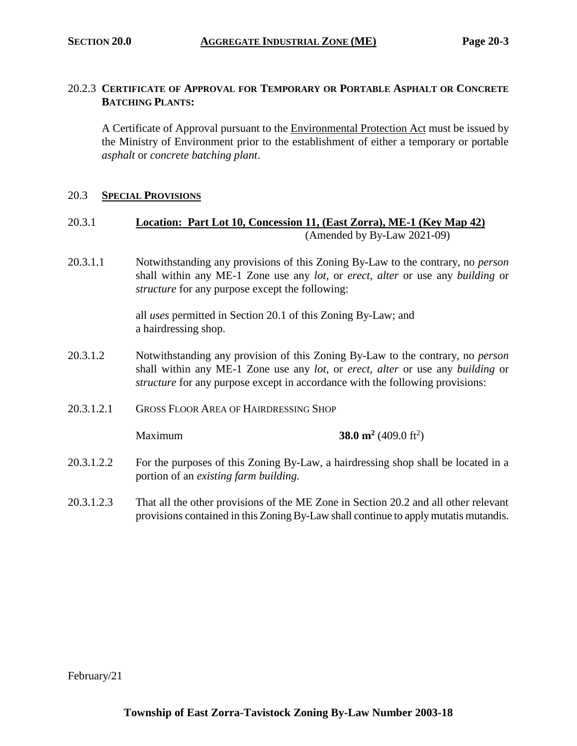### 20.2.3 CERTIFICATE OF APPROVAL FOR TEMPORARY OR PORTABLE ASPHALT OR CONCRETE BATCHING PLANTS:

A Certificate of Approval pursuant to the Environmental Protection Act must be issued by the Ministry of Environment prior to the establishment of either a temporary or portable *asphalt* or *concrete batching plant*.

## 20.3 SPECIAL PROVISIONS

### 20.3.1 Location: Part Lot 10, Concession 11, (East Zorra), ME-1 (Key Map 42)

(Amended by By-Law 2021-09)

20.3.1.1 Notwithstanding any provisions of this Zoning By-Law to the contrary, no *person* shall within any ME-1 Zone use any *lot*, or *erect*, *alter* or use any *building* or *structure* for any purpose except the following:

all *uses* permitted in Section 20.1 of this Zoning By-Law; and
a hairdressing shop.

20.3.1.2 Notwithstanding any provision of this Zoning By-Law to the contrary, no *person* shall within any ME-1 Zone use any *lot*, or *erect*, *alter* or use any *building* or *structure* for any purpose except in accordance with the following provisions:

20.3.1.2.1 GROSS FLOOR AREA OF HAIRDRESSING SHOP

| | |
|---|---|
| Maximum | **38.0 $m^2$** (409.0 $ft^2$) |

20.3.1.2.2 For the purposes of this Zoning By-Law, a hairdressing shop shall be located in a portion of an *existing farm building*.

20.3.1.2.3 That all the other provisions of the ME Zone in Section 20.2 and all other relevant provisions contained in this Zoning By-Law shall continue to apply mutatis mutandis.